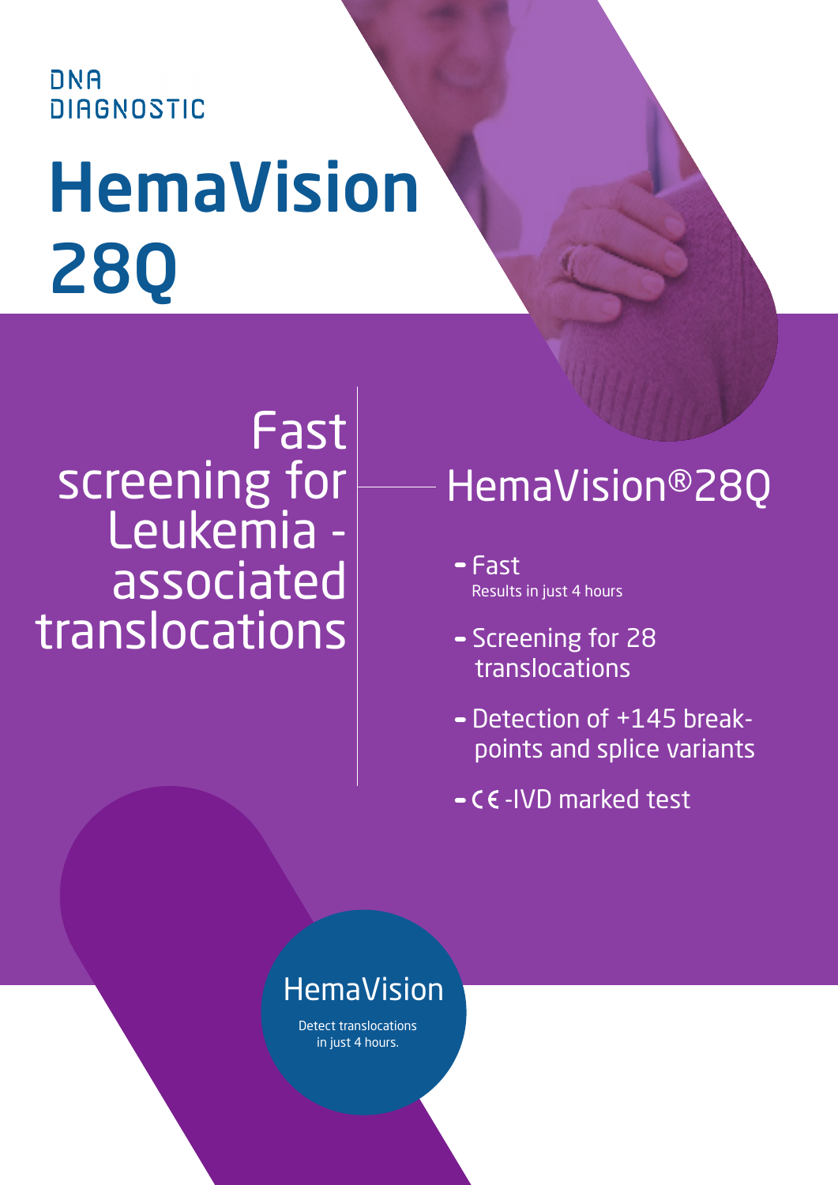DNA DIAGNOSTIC

# HemaVision 28Q

## Fast screening for Leukemia - associated translocations

## HemaVision®28Q

- Fast
  Results in just 4 hours
- Screening for 28 translocations
- Detection of +145 break-points and splice variants
- CE -IVD marked test

HemaVision

Detect translocations in just 4 hours.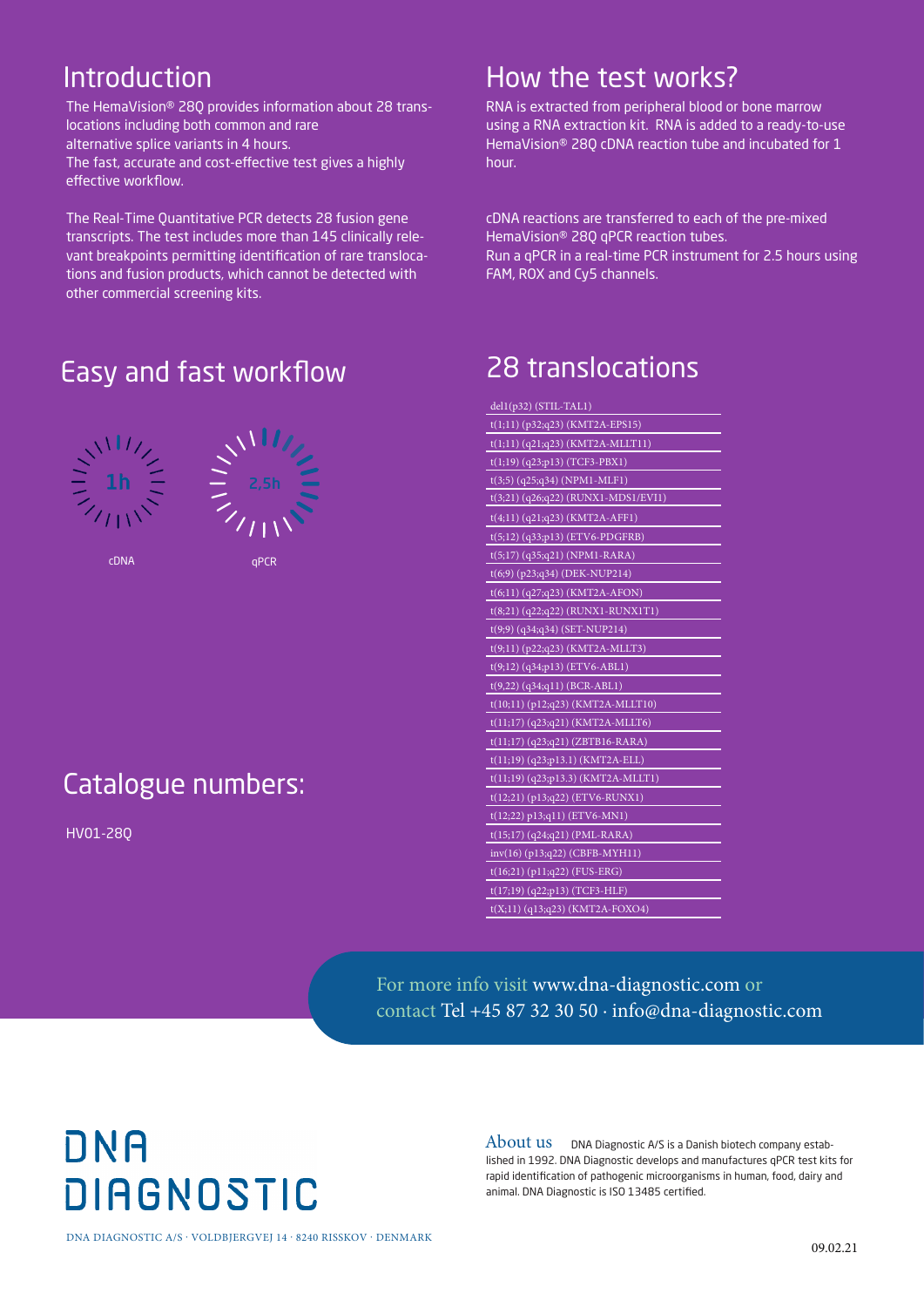## Introduction

The HemaVision® 28Q provides information about 28 translocations including both common and rare alternative splice variants in 4 hours.
The fast, accurate and cost-effective test gives a highly effective workflow.

The Real-Time Quantitative PCR detects 28 fusion gene transcripts. The test includes more than 145 clinically relevant breakpoints permitting identification of rare translocations and fusion products, which cannot be detected with other commercial screening kits.

## How the test works?

RNA is extracted from peripheral blood or bone marrow using a RNA extraction kit. RNA is added to a ready-to-use HemaVision® 28Q cDNA reaction tube and incubated for 1 hour.

cDNA reactions are transferred to each of the pre-mixed HemaVision® 28Q qPCR reaction tubes.
Run a qPCR in a real-time PCR instrument for 2.5 hours using FAM, ROX and Cy5 channels.

## Easy and fast workflow

1h

cDNA

2,5h

qPCR

## 28 translocations

| |
|---|
| del1(p32) (STIL-TAL1) |
| t(1;11) (p32;q23) (KMT2A-EPS15) |
| t(1;11) (q21;q23) (KMT2A-MLLT11) |
| t(1;19) (q23;p13) (TCF3-PBX1) |
| t(3;5) (q25;q34) (NPM1-MLF1) |
| t(3;21) (q26;q22) (RUNX1-MDS1/EVI1) |
| t(4;11) (q21;q23) (KMT2A-AFF1) |
| t(5;12) (q33;p13) (ETV6-PDGFRB) |
| t(5;17) (q35;q21) (NPM1-RARA) |
| t(6;9) (p23;q34) (DEK-NUP214) |
| t(6;11) (q27;q23) (KMT2A-AFDN) |
| t(8;21) (q22;q22) (RUNX1-RUNX1T1) |
| t(9;9) (q34;q34) (SET-NUP214) |
| t(9;11) (p22;q23) (KMT2A-MLLT3) |
| t(9;12) (q34;p13) (ETV6-ABL1) |
| t(9;22) (q34;q11) (BCR-ABL1) |
| t(10;11) (p12;q23) (KMT2A-MLLT10) |
| t(11;17) (q23;q21) (KMT2A-MLLT6) |
| t(11;17) (q23;q21) (ZBTB16-RARA) |
| t(11;19) (q23;p13.1) (KMT2A-ELL) |
| t(11;19) (q23;p13.3) (KMT2A-MLLT1) |
| t(12;21) (p13;q22) (ETV6-RUNX1) |
| t(12;22) p13;q11) (ETV6-MN1) |
| t(15;17) (q24;q21) (PML-RARA) |
| inv(16) (p13;q22) (CBFB-MYH11) |
| t(16;21) (p11;q22) (FUS-ERG) |
| t(17;19) (q22;p13) (TCF3-HLF) |
| t(X;11) (q13;q23) (KMT2A-FOXO4) |

## Catalogue numbers:

HV01-28Q

For more info visit www.dna-diagnostic.com or contact Tel +45 87 32 30 50 · info@dna-diagnostic.com

DNA DIAGNOSTIC

**About us** DNA Diagnostic A/S is a Danish biotech company established in 1992. DNA Diagnostic develops and manufactures qPCR test kits for rapid identification of pathogenic microorganisms in human, food, dairy and animal. DNA Diagnostic is ISO 13485 certified.

DNA DIAGNOSTIC A/S · VOLDBJERGVEJ 14 · 8240 RISSKOV · DENMARK

09.02.21